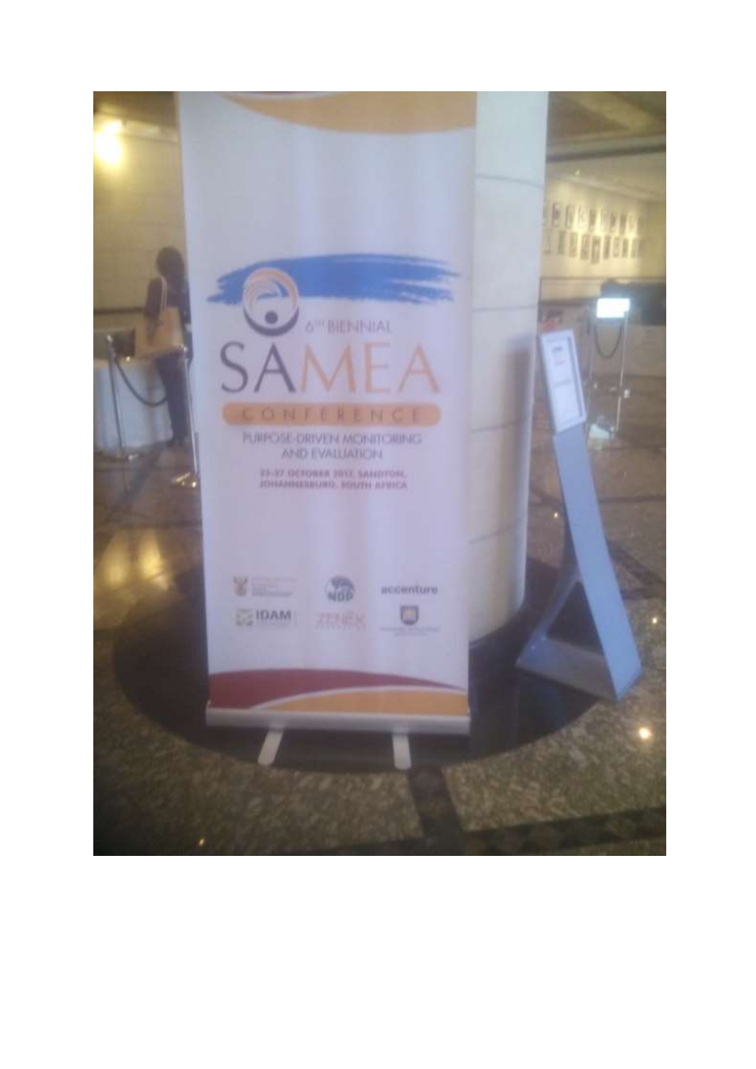6TH BIENNIAL

SAMEA

CONFERENCE

PURPOSE-DRIVEN MONITORING AND EVALUATION

23-27 OCTOBER 2017, SANDTON, JOHANNESBURG, SOUTH AFRICA

NDP

accenture

IDAM

ZENEX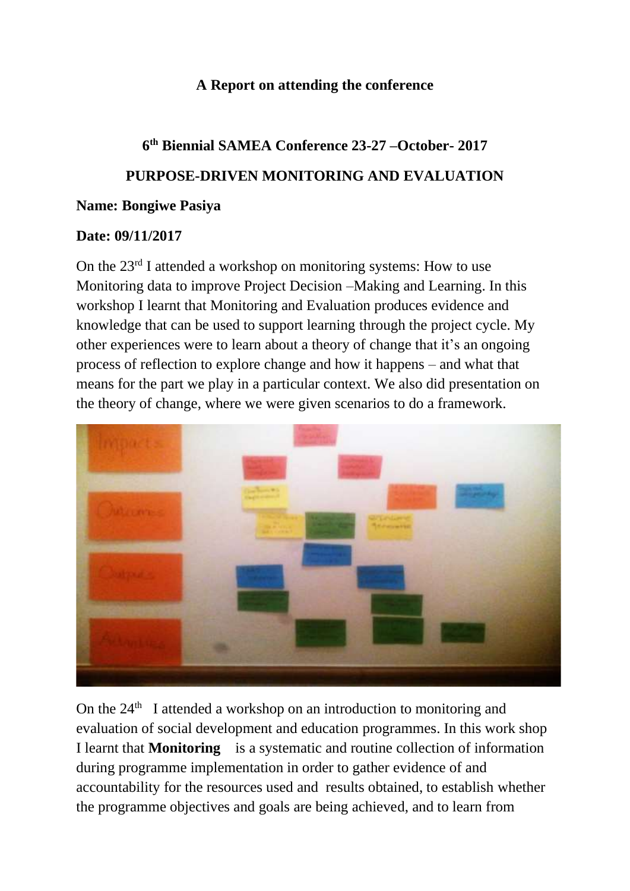**A Report on attending the conference**

**6th Biennial SAMEA Conference 23-27 –October- 2017**

**PURPOSE-DRIVEN MONITORING AND EVALUATION**

**Name: Bongiwe Pasiya**

**Date: 09/11/2017**

On the 23rd I attended a workshop on monitoring systems: How to use Monitoring data to improve Project Decision –Making and Learning. In this workshop I learnt that Monitoring and Evaluation produces evidence and knowledge that can be used to support learning through the project cycle. My other experiences were to learn about a theory of change that it's an ongoing process of reflection to explore change and how it happens – and what that means for the part we play in a particular context. We also did presentation on the theory of change, where we were given scenarios to do a framework.

On the 24th I attended a workshop on an introduction to monitoring and evaluation of social development and education programmes. In this work shop I learnt that **Monitoring** is a systematic and routine collection of information during programme implementation in order to gather evidence of and accountability for the resources used and results obtained, to establish whether the programme objectives and goals are being achieved, and to learn from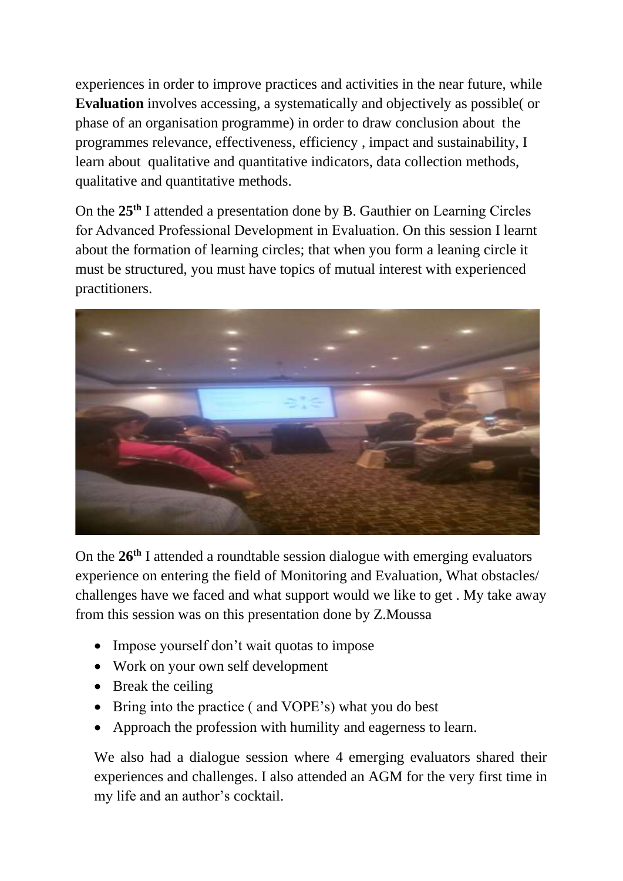experiences in order to improve practices and activities in the near future, while **Evaluation** involves accessing, a systematically and objectively as possible( or phase of an organisation programme) in order to draw conclusion about the programmes relevance, effectiveness, efficiency , impact and sustainability, I learn about qualitative and quantitative indicators, data collection methods, qualitative and quantitative methods.

On the **25th** I attended a presentation done by B. Gauthier on Learning Circles for Advanced Professional Development in Evaluation. On this session I learnt about the formation of learning circles; that when you form a leaning circle it must be structured, you must have topics of mutual interest with experienced practitioners.

On the **26th** I attended a roundtable session dialogue with emerging evaluators experience on entering the field of Monitoring and Evaluation, What obstacles/ challenges have we faced and what support would we like to get . My take away from this session was on this presentation done by Z.Moussa

- Impose yourself don't wait quotas to impose
- Work on your own self development
- Break the ceiling
- Bring into the practice ( and VOPE's) what you do best
- Approach the profession with humility and eagerness to learn.

We also had a dialogue session where 4 emerging evaluators shared their experiences and challenges. I also attended an AGM for the very first time in my life and an author's cocktail.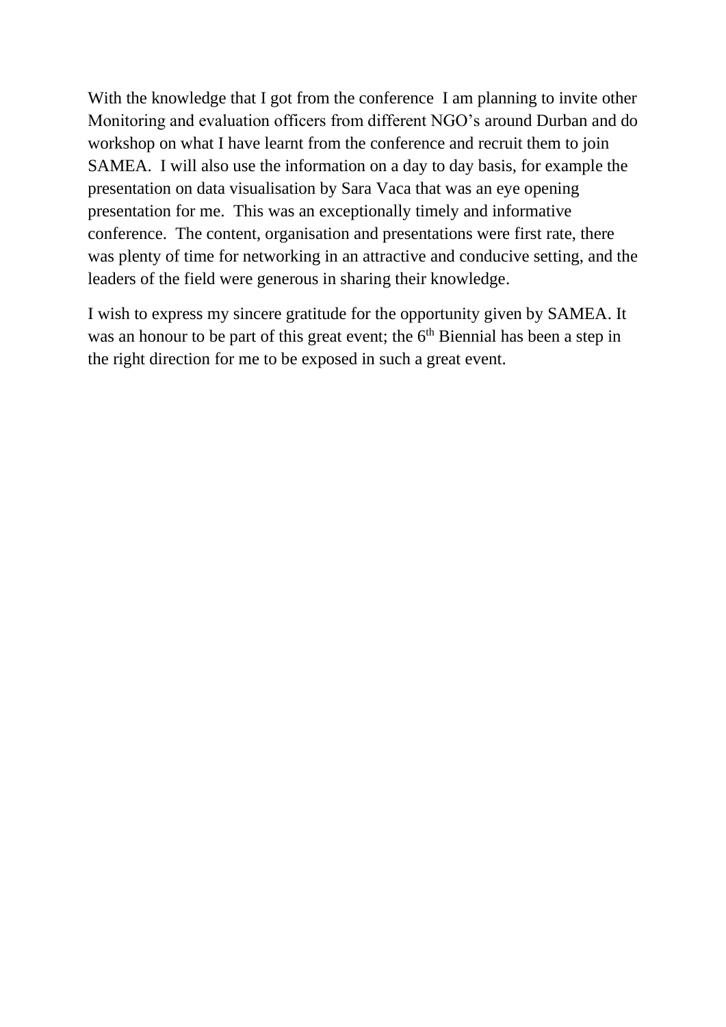With the knowledge that I got from the conference I am planning to invite other Monitoring and evaluation officers from different NGO's around Durban and do workshop on what I have learnt from the conference and recruit them to join SAMEA. I will also use the information on a day to day basis, for example the presentation on data visualisation by Sara Vaca that was an eye opening presentation for me. This was an exceptionally timely and informative conference. The content, organisation and presentations were first rate, there was plenty of time for networking in an attractive and conducive setting, and the leaders of the field were generous in sharing their knowledge.

I wish to express my sincere gratitude for the opportunity given by SAMEA. It was an honour to be part of this great event; the 6th Biennial has been a step in the right direction for me to be exposed in such a great event.